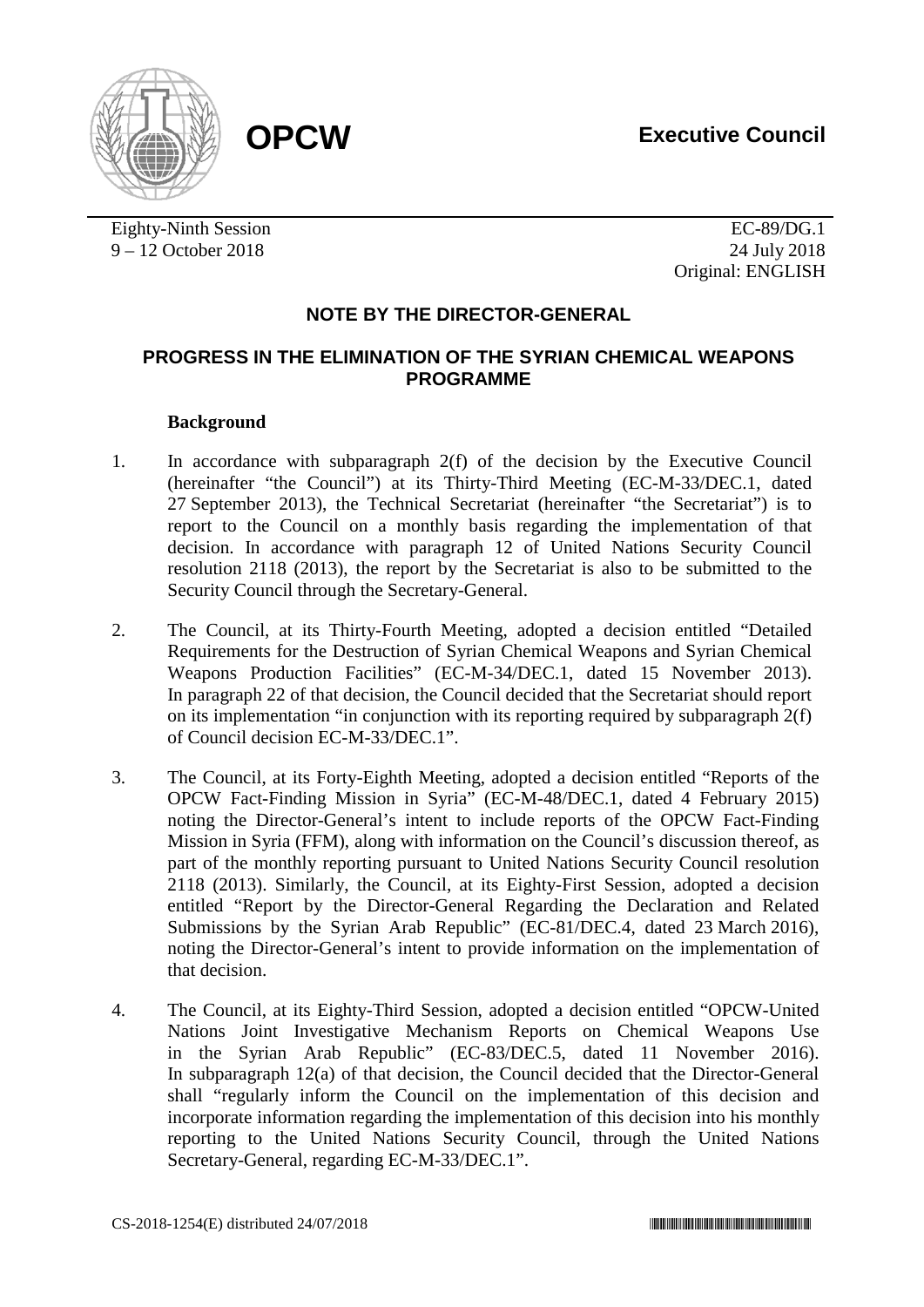**OPCW**

**Executive Council**

Eighty-Ninth Session
9 – 12 October 2018

EC-89/DG.1
24 July 2018
Original: ENGLISH

## NOTE BY THE DIRECTOR-GENERAL

## PROGRESS IN THE ELIMINATION OF THE SYRIAN CHEMICAL WEAPONS PROGRAMME

### Background

1. In accordance with subparagraph 2(f) of the decision by the Executive Council (hereinafter "the Council") at its Thirty-Third Meeting (EC-M-33/DEC.1, dated 27 September 2013), the Technical Secretariat (hereinafter "the Secretariat") is to report to the Council on a monthly basis regarding the implementation of that decision. In accordance with paragraph 12 of United Nations Security Council resolution 2118 (2013), the report by the Secretariat is also to be submitted to the Security Council through the Secretary-General.

2. The Council, at its Thirty-Fourth Meeting, adopted a decision entitled "Detailed Requirements for the Destruction of Syrian Chemical Weapons and Syrian Chemical Weapons Production Facilities" (EC-M-34/DEC.1, dated 15 November 2013). In paragraph 22 of that decision, the Council decided that the Secretariat should report on its implementation "in conjunction with its reporting required by subparagraph 2(f) of Council decision EC-M-33/DEC.1".

3. The Council, at its Forty-Eighth Meeting, adopted a decision entitled "Reports of the OPCW Fact-Finding Mission in Syria" (EC-M-48/DEC.1, dated 4 February 2015) noting the Director-General's intent to include reports of the OPCW Fact-Finding Mission in Syria (FFM), along with information on the Council's discussion thereof, as part of the monthly reporting pursuant to United Nations Security Council resolution 2118 (2013). Similarly, the Council, at its Eighty-First Session, adopted a decision entitled "Report by the Director-General Regarding the Declaration and Related Submissions by the Syrian Arab Republic" (EC-81/DEC.4, dated 23 March 2016), noting the Director-General's intent to provide information on the implementation of that decision.

4. The Council, at its Eighty-Third Session, adopted a decision entitled "OPCW-United Nations Joint Investigative Mechanism Reports on Chemical Weapons Use in the Syrian Arab Republic" (EC-83/DEC.5, dated 11 November 2016). In subparagraph 12(a) of that decision, the Council decided that the Director-General shall "regularly inform the Council on the implementation of this decision and incorporate information regarding the implementation of this decision into his monthly reporting to the United Nations Security Council, through the United Nations Secretary-General, regarding EC-M-33/DEC.1".

CS-2018-1254(E) distributed 24/07/2018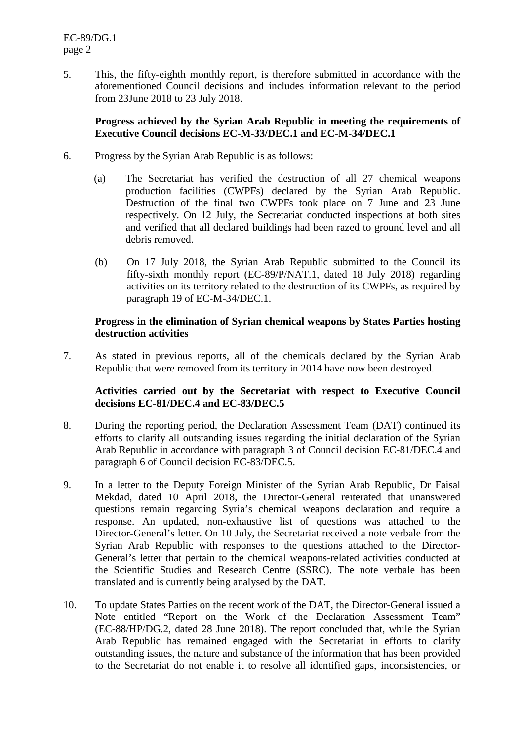5. This, the fifty-eighth monthly report, is therefore submitted in accordance with the aforementioned Council decisions and includes information relevant to the period from 23June 2018 to 23 July 2018.

**Progress achieved by the Syrian Arab Republic in meeting the requirements of Executive Council decisions EC-M-33/DEC.1 and EC-M-34/DEC.1**

6. Progress by the Syrian Arab Republic is as follows:

   (a) The Secretariat has verified the destruction of all 27 chemical weapons production facilities (CWPFs) declared by the Syrian Arab Republic. Destruction of the final two CWPFs took place on 7 June and 23 June respectively. On 12 July, the Secretariat conducted inspections at both sites and verified that all declared buildings had been razed to ground level and all debris removed.

   (b) On 17 July 2018, the Syrian Arab Republic submitted to the Council its fifty-sixth monthly report (EC-89/P/NAT.1, dated 18 July 2018) regarding activities on its territory related to the destruction of its CWPFs, as required by paragraph 19 of EC-M-34/DEC.1.

**Progress in the elimination of Syrian chemical weapons by States Parties hosting destruction activities**

7. As stated in previous reports, all of the chemicals declared by the Syrian Arab Republic that were removed from its territory in 2014 have now been destroyed.

**Activities carried out by the Secretariat with respect to Executive Council decisions EC-81/DEC.4 and EC-83/DEC.5**

8. During the reporting period, the Declaration Assessment Team (DAT) continued its efforts to clarify all outstanding issues regarding the initial declaration of the Syrian Arab Republic in accordance with paragraph 3 of Council decision EC-81/DEC.4 and paragraph 6 of Council decision EC-83/DEC.5.

9. In a letter to the Deputy Foreign Minister of the Syrian Arab Republic, Dr Faisal Mekdad, dated 10 April 2018, the Director-General reiterated that unanswered questions remain regarding Syria's chemical weapons declaration and require a response. An updated, non-exhaustive list of questions was attached to the Director-General's letter. On 10 July, the Secretariat received a note verbale from the Syrian Arab Republic with responses to the questions attached to the Director-General's letter that pertain to the chemical weapons-related activities conducted at the Scientific Studies and Research Centre (SSRC). The note verbale has been translated and is currently being analysed by the DAT.

10. To update States Parties on the recent work of the DAT, the Director-General issued a Note entitled "Report on the Work of the Declaration Assessment Team" (EC-88/HP/DG.2, dated 28 June 2018). The report concluded that, while the Syrian Arab Republic has remained engaged with the Secretariat in efforts to clarify outstanding issues, the nature and substance of the information that has been provided to the Secretariat do not enable it to resolve all identified gaps, inconsistencies, or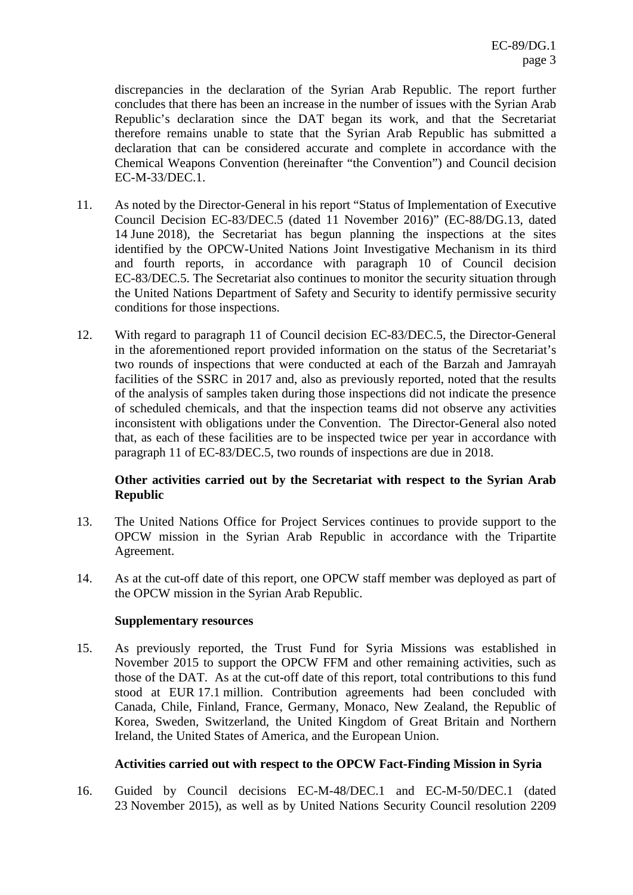discrepancies in the declaration of the Syrian Arab Republic. The report further concludes that there has been an increase in the number of issues with the Syrian Arab Republic's declaration since the DAT began its work, and that the Secretariat therefore remains unable to state that the Syrian Arab Republic has submitted a declaration that can be considered accurate and complete in accordance with the Chemical Weapons Convention (hereinafter "the Convention") and Council decision EC-M-33/DEC.1.

11. As noted by the Director-General in his report "Status of Implementation of Executive Council Decision EC-83/DEC.5 (dated 11 November 2016)" (EC-88/DG.13, dated 14 June 2018), the Secretariat has begun planning the inspections at the sites identified by the OPCW-United Nations Joint Investigative Mechanism in its third and fourth reports, in accordance with paragraph 10 of Council decision EC-83/DEC.5. The Secretariat also continues to monitor the security situation through the United Nations Department of Safety and Security to identify permissive security conditions for those inspections.

12. With regard to paragraph 11 of Council decision EC-83/DEC.5, the Director-General in the aforementioned report provided information on the status of the Secretariat's two rounds of inspections that were conducted at each of the Barzah and Jamrayah facilities of the SSRC in 2017 and, also as previously reported, noted that the results of the analysis of samples taken during those inspections did not indicate the presence of scheduled chemicals, and that the inspection teams did not observe any activities inconsistent with obligations under the Convention. The Director-General also noted that, as each of these facilities are to be inspected twice per year in accordance with paragraph 11 of EC-83/DEC.5, two rounds of inspections are due in 2018.

**Other activities carried out by the Secretariat with respect to the Syrian Arab Republic**

13. The United Nations Office for Project Services continues to provide support to the OPCW mission in the Syrian Arab Republic in accordance with the Tripartite Agreement.

14. As at the cut-off date of this report, one OPCW staff member was deployed as part of the OPCW mission in the Syrian Arab Republic.

**Supplementary resources**

15. As previously reported, the Trust Fund for Syria Missions was established in November 2015 to support the OPCW FFM and other remaining activities, such as those of the DAT. As at the cut-off date of this report, total contributions to this fund stood at EUR 17.1 million. Contribution agreements had been concluded with Canada, Chile, Finland, France, Germany, Monaco, New Zealand, the Republic of Korea, Sweden, Switzerland, the United Kingdom of Great Britain and Northern Ireland, the United States of America, and the European Union.

**Activities carried out with respect to the OPCW Fact-Finding Mission in Syria**

16. Guided by Council decisions EC-M-48/DEC.1 and EC-M-50/DEC.1 (dated 23 November 2015), as well as by United Nations Security Council resolution 2209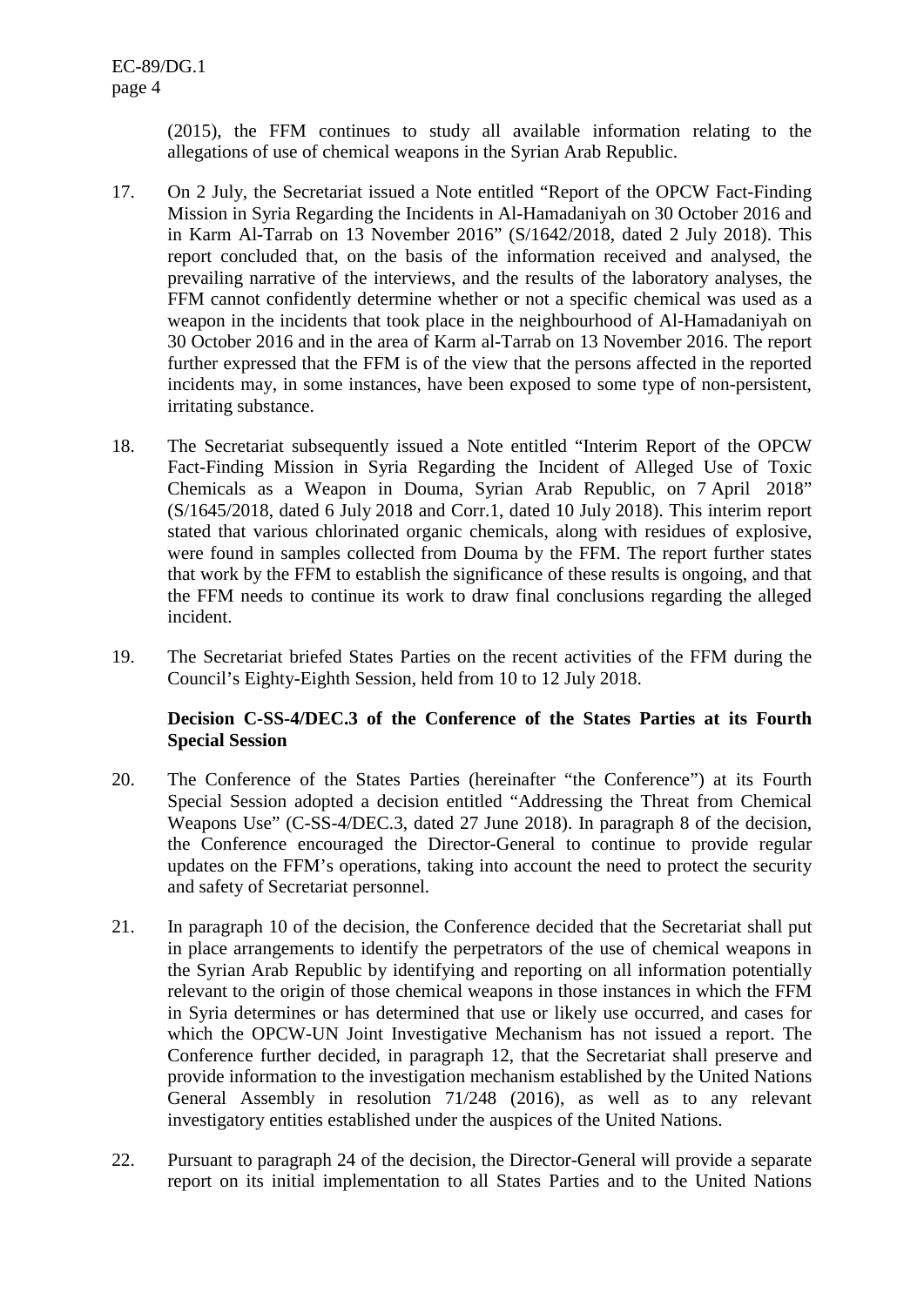(2015), the FFM continues to study all available information relating to the allegations of use of chemical weapons in the Syrian Arab Republic.

17. On 2 July, the Secretariat issued a Note entitled "Report of the OPCW Fact-Finding Mission in Syria Regarding the Incidents in Al-Hamadaniyah on 30 October 2016 and in Karm Al-Tarrab on 13 November 2016" (S/1642/2018, dated 2 July 2018). This report concluded that, on the basis of the information received and analysed, the prevailing narrative of the interviews, and the results of the laboratory analyses, the FFM cannot confidently determine whether or not a specific chemical was used as a weapon in the incidents that took place in the neighbourhood of Al-Hamadaniyah on 30 October 2016 and in the area of Karm al-Tarrab on 13 November 2016. The report further expressed that the FFM is of the view that the persons affected in the reported incidents may, in some instances, have been exposed to some type of non-persistent, irritating substance.

18. The Secretariat subsequently issued a Note entitled "Interim Report of the OPCW Fact-Finding Mission in Syria Regarding the Incident of Alleged Use of Toxic Chemicals as a Weapon in Douma, Syrian Arab Republic, on 7 April 2018" (S/1645/2018, dated 6 July 2018 and Corr.1, dated 10 July 2018). This interim report stated that various chlorinated organic chemicals, along with residues of explosive, were found in samples collected from Douma by the FFM. The report further states that work by the FFM to establish the significance of these results is ongoing, and that the FFM needs to continue its work to draw final conclusions regarding the alleged incident.

19. The Secretariat briefed States Parties on the recent activities of the FFM during the Council's Eighty-Eighth Session, held from 10 to 12 July 2018.

**Decision C-SS-4/DEC.3 of the Conference of the States Parties at its Fourth Special Session**

20. The Conference of the States Parties (hereinafter "the Conference") at its Fourth Special Session adopted a decision entitled "Addressing the Threat from Chemical Weapons Use" (C-SS-4/DEC.3, dated 27 June 2018). In paragraph 8 of the decision, the Conference encouraged the Director-General to continue to provide regular updates on the FFM's operations, taking into account the need to protect the security and safety of Secretariat personnel.

21. In paragraph 10 of the decision, the Conference decided that the Secretariat shall put in place arrangements to identify the perpetrators of the use of chemical weapons in the Syrian Arab Republic by identifying and reporting on all information potentially relevant to the origin of those chemical weapons in those instances in which the FFM in Syria determines or has determined that use or likely use occurred, and cases for which the OPCW-UN Joint Investigative Mechanism has not issued a report. The Conference further decided, in paragraph 12, that the Secretariat shall preserve and provide information to the investigation mechanism established by the United Nations General Assembly in resolution 71/248 (2016), as well as to any relevant investigatory entities established under the auspices of the United Nations.

22. Pursuant to paragraph 24 of the decision, the Director-General will provide a separate report on its initial implementation to all States Parties and to the United Nations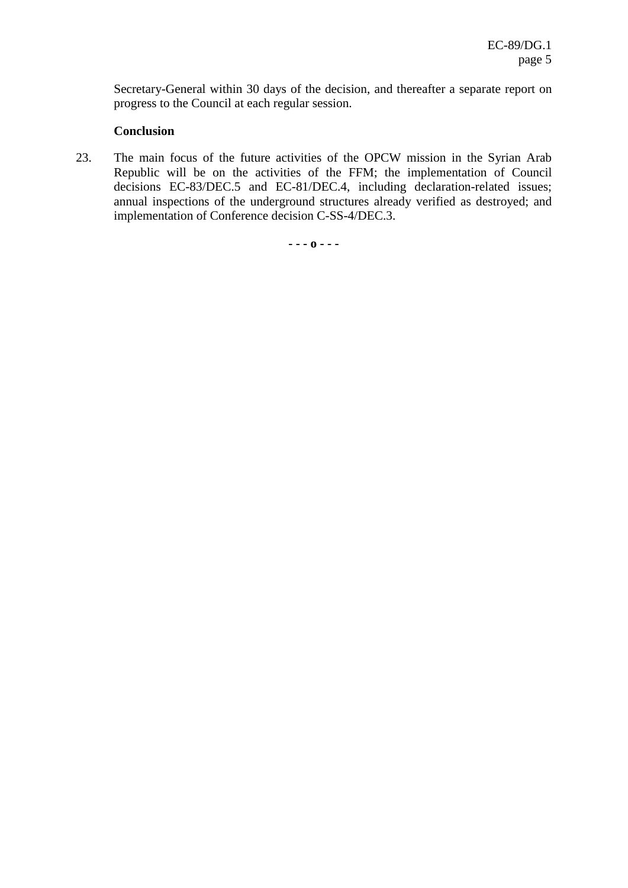Secretary-General within 30 days of the decision, and thereafter a separate report on progress to the Council at each regular session.

**Conclusion**

23. The main focus of the future activities of the OPCW mission in the Syrian Arab Republic will be on the activities of the FFM; the implementation of Council decisions EC-83/DEC.5 and EC-81/DEC.4, including declaration-related issues; annual inspections of the underground structures already verified as destroyed; and implementation of Conference decision C-SS-4/DEC.3.

**- - - o - - -**